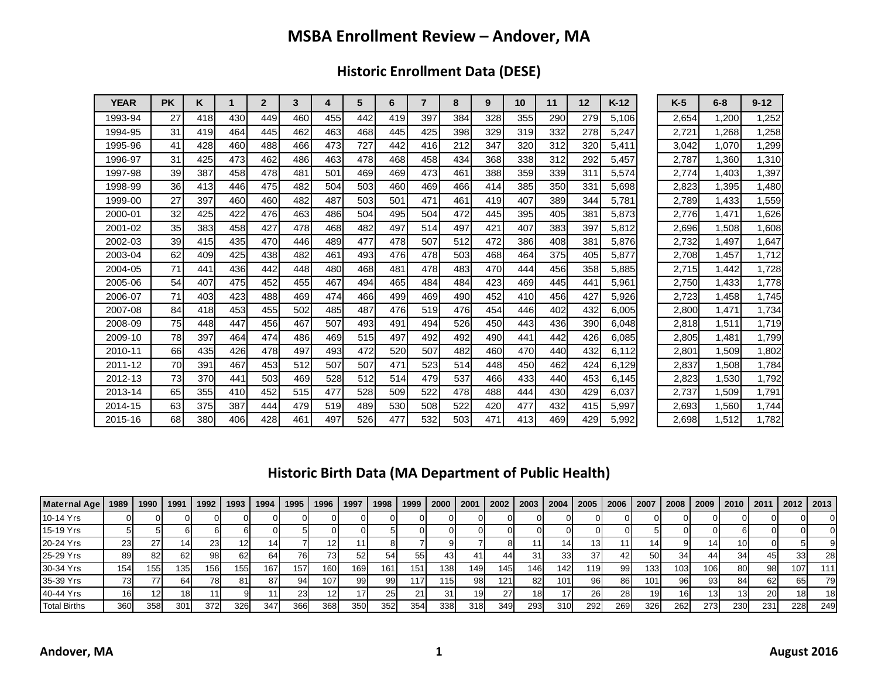# MSBA Enrollment Review – Andover, MA

## Historic Enrollment Data (DESE)

| YEAR | PK | K | 1 | 2 | 3 | 4 | 5 | 6 | 7 | 8 | 9 | 10 | 11 | 12 | K-12 | | K-5 | 6-8 | 9-12 |
|---|---|---|---|---|---|---|---|---|---|---|---|---|---|---|---|---|---|---|---|
| 1993-94 | 27 | 418 | 430 | 449 | 460 | 455 | 442 | 419 | 397 | 384 | 328 | 355 | 290 | 279 | 5,106 | | 2,654 | 1,200 | 1,252 |
| 1994-95 | 31 | 419 | 464 | 445 | 462 | 463 | 468 | 445 | 425 | 398 | 329 | 319 | 332 | 278 | 5,247 | | 2,721 | 1,268 | 1,258 |
| 1995-96 | 41 | 428 | 460 | 488 | 466 | 473 | 727 | 442 | 416 | 212 | 347 | 320 | 312 | 320 | 5,411 | | 3,042 | 1,070 | 1,299 |
| 1996-97 | 31 | 425 | 473 | 462 | 486 | 463 | 478 | 468 | 458 | 434 | 368 | 338 | 312 | 292 | 5,457 | | 2,787 | 1,360 | 1,310 |
| 1997-98 | 39 | 387 | 458 | 478 | 481 | 501 | 469 | 469 | 473 | 461 | 388 | 359 | 339 | 311 | 5,574 | | 2,774 | 1,403 | 1,397 |
| 1998-99 | 36 | 413 | 446 | 475 | 482 | 504 | 503 | 460 | 469 | 466 | 414 | 385 | 350 | 331 | 5,698 | | 2,823 | 1,395 | 1,480 |
| 1999-00 | 27 | 397 | 460 | 460 | 482 | 487 | 503 | 501 | 471 | 461 | 419 | 407 | 389 | 344 | 5,781 | | 2,789 | 1,433 | 1,559 |
| 2000-01 | 32 | 425 | 422 | 476 | 463 | 486 | 504 | 495 | 504 | 472 | 445 | 395 | 405 | 381 | 5,873 | | 2,776 | 1,471 | 1,626 |
| 2001-02 | 35 | 383 | 458 | 427 | 478 | 468 | 482 | 497 | 514 | 497 | 421 | 407 | 383 | 397 | 5,812 | | 2,696 | 1,508 | 1,608 |
| 2002-03 | 39 | 415 | 435 | 470 | 446 | 489 | 477 | 478 | 507 | 512 | 472 | 386 | 408 | 381 | 5,876 | | 2,732 | 1,497 | 1,647 |
| 2003-04 | 62 | 409 | 425 | 438 | 482 | 461 | 493 | 476 | 478 | 503 | 468 | 464 | 375 | 405 | 5,877 | | 2,708 | 1,457 | 1,712 |
| 2004-05 | 71 | 441 | 436 | 442 | 448 | 480 | 468 | 481 | 478 | 483 | 470 | 444 | 456 | 358 | 5,885 | | 2,715 | 1,442 | 1,728 |
| 2005-06 | 54 | 407 | 475 | 452 | 455 | 467 | 494 | 465 | 484 | 484 | 423 | 469 | 445 | 441 | 5,961 | | 2,750 | 1,433 | 1,778 |
| 2006-07 | 71 | 403 | 423 | 488 | 469 | 474 | 466 | 499 | 469 | 490 | 452 | 410 | 456 | 427 | 5,926 | | 2,723 | 1,458 | 1,745 |
| 2007-08 | 84 | 418 | 453 | 455 | 502 | 485 | 487 | 476 | 519 | 476 | 454 | 446 | 402 | 432 | 6,005 | | 2,800 | 1,471 | 1,734 |
| 2008-09 | 75 | 448 | 447 | 456 | 467 | 507 | 493 | 491 | 494 | 526 | 450 | 443 | 436 | 390 | 6,048 | | 2,818 | 1,511 | 1,719 |
| 2009-10 | 78 | 397 | 464 | 474 | 486 | 469 | 515 | 497 | 492 | 492 | 490 | 441 | 442 | 426 | 6,085 | | 2,805 | 1,481 | 1,799 |
| 2010-11 | 66 | 435 | 426 | 478 | 497 | 493 | 472 | 520 | 507 | 482 | 460 | 470 | 440 | 432 | 6,112 | | 2,801 | 1,509 | 1,802 |
| 2011-12 | 70 | 391 | 467 | 453 | 512 | 507 | 507 | 471 | 523 | 514 | 448 | 450 | 462 | 424 | 6,129 | | 2,837 | 1,508 | 1,784 |
| 2012-13 | 73 | 370 | 441 | 503 | 469 | 528 | 512 | 514 | 479 | 537 | 466 | 433 | 440 | 453 | 6,145 | | 2,823 | 1,530 | 1,792 |
| 2013-14 | 65 | 355 | 410 | 452 | 515 | 477 | 528 | 509 | 522 | 478 | 488 | 444 | 430 | 429 | 6,037 | | 2,737 | 1,509 | 1,791 |
| 2014-15 | 63 | 375 | 387 | 444 | 479 | 519 | 489 | 530 | 508 | 522 | 420 | 477 | 432 | 415 | 5,997 | | 2,693 | 1,560 | 1,744 |
| 2015-16 | 68 | 380 | 406 | 428 | 461 | 497 | 526 | 477 | 532 | 503 | 471 | 413 | 469 | 429 | 5,992 | | 2,698 | 1,512 | 1,782 |

## Historic Birth Data (MA Department of Public Health)

| Maternal Age | 1989 | 1990 | 1991 | 1992 | 1993 | 1994 | 1995 | 1996 | 1997 | 1998 | 1999 | 2000 | 2001 | 2002 | 2003 | 2004 | 2005 | 2006 | 2007 | 2008 | 2009 | 2010 | 2011 | 2012 | 2013 |
|---|---|---|---|---|---|---|---|---|---|---|---|---|---|---|---|---|---|---|---|---|---|---|---|---|---|
| 10-14 Yrs | 0 | 0 | 0 | 0 | 0 | 0 | 0 | 0 | 0 | 0 | 0 | 0 | 0 | 0 | 0 | 0 | 0 | 0 | 0 | 0 | 0 | 0 | 0 | 0 | 0 |
| 15-19 Yrs | 5 | 5 | 6 | 6 | 6 | 0 | 5 | 0 | 0 | 5 | 0 | 0 | 0 | 0 | 0 | 0 | 0 | 0 | 5 | 0 | 0 | 6 | 0 | 0 | 0 |
| 20-24 Yrs | 23 | 27 | 14 | 23 | 12 | 14 | 7 | 12 | 11 | 8 | 7 | 9 | 7 | 8 | 11 | 14 | 13 | 11 | 14 | 9 | 14 | 10 | 0 | 5 | 9 |
| 25-29 Yrs | 89 | 82 | 62 | 98 | 62 | 64 | 76 | 73 | 52 | 54 | 55 | 43 | 41 | 44 | 31 | 33 | 37 | 42 | 50 | 34 | 44 | 34 | 45 | 33 | 28 |
| 30-34 Yrs | 154 | 155 | 135 | 156 | 155 | 167 | 157 | 160 | 169 | 161 | 151 | 138 | 149 | 145 | 146 | 142 | 119 | 99 | 133 | 103 | 106 | 80 | 98 | 107 | 111 |
| 35-39 Yrs | 73 | 77 | 64 | 78 | 81 | 87 | 94 | 107 | 99 | 99 | 117 | 115 | 98 | 121 | 82 | 101 | 96 | 86 | 101 | 96 | 93 | 84 | 62 | 65 | 79 |
| 40-44 Yrs | 16 | 12 | 18 | 11 | 9 | 11 | 23 | 12 | 17 | 25 | 21 | 31 | 19 | 27 | 18 | 17 | 26 | 28 | 19 | 16 | 13 | 13 | 20 | 18 | 18 |
| Total Births | 360 | 358 | 301 | 372 | 326 | 347 | 366 | 368 | 350 | 352 | 354 | 338 | 318 | 349 | 293 | 310 | 292 | 269 | 326 | 262 | 273 | 230 | 231 | 228 | 249 |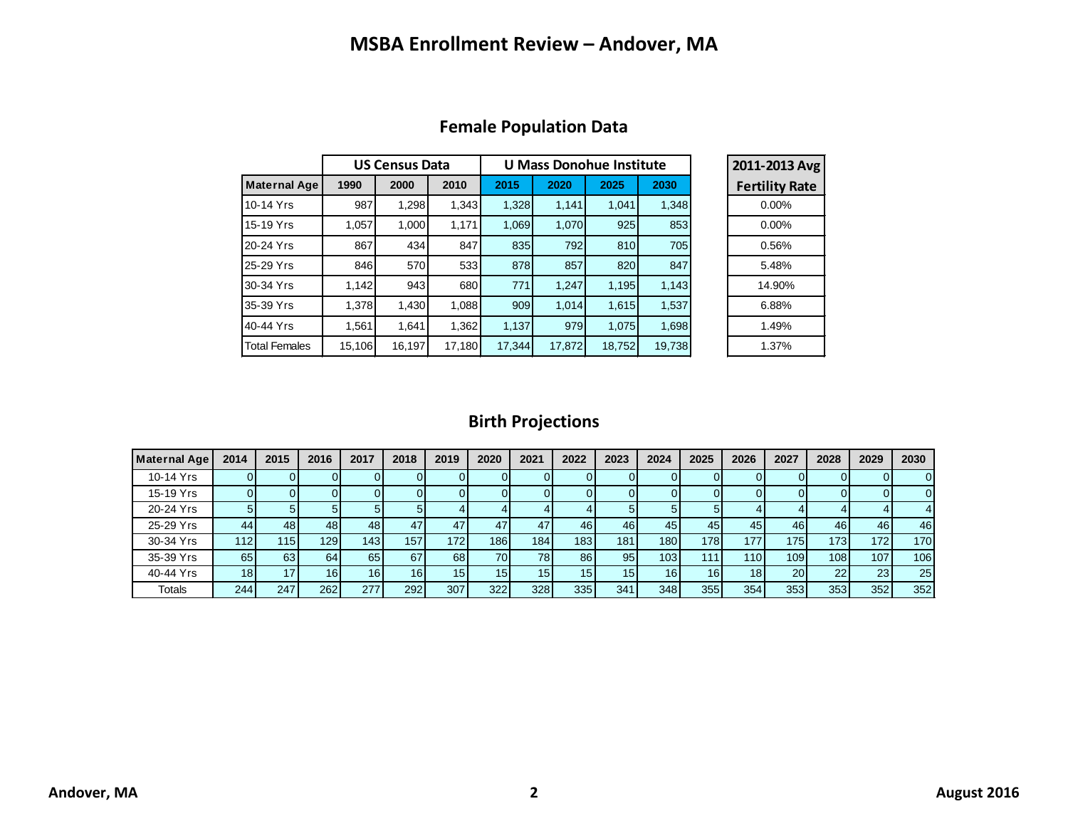# MSBA Enrollment Review – Andover, MA

## Female Population Data

| | US Census Data | | | U Mass Donohue Institute | | | | 2011-2013 Avg Fertility Rate |
|---|---|---|---|---|---|---|---|---|
| Maternal Age | 1990 | 2000 | 2010 | 2015 | 2020 | 2025 | 2030 | |
| 10-14 Yrs | 987 | 1,298 | 1,343 | 1,328 | 1,141 | 1,041 | 1,348 | 0.00% |
| 15-19 Yrs | 1,057 | 1,000 | 1,171 | 1,069 | 1,070 | 925 | 853 | 0.00% |
| 20-24 Yrs | 867 | 434 | 847 | 835 | 792 | 810 | 705 | 0.56% |
| 25-29 Yrs | 846 | 570 | 533 | 878 | 857 | 820 | 847 | 5.48% |
| 30-34 Yrs | 1,142 | 943 | 680 | 771 | 1,247 | 1,195 | 1,143 | 14.90% |
| 35-39 Yrs | 1,378 | 1,430 | 1,088 | 909 | 1,014 | 1,615 | 1,537 | 6.88% |
| 40-44 Yrs | 1,561 | 1,641 | 1,362 | 1,137 | 979 | 1,075 | 1,698 | 1.49% |
| Total Females | 15,106 | 16,197 | 17,180 | 17,344 | 17,872 | 18,752 | 19,738 | 1.37% |

## Birth Projections

| Maternal Age | 2014 | 2015 | 2016 | 2017 | 2018 | 2019 | 2020 | 2021 | 2022 | 2023 | 2024 | 2025 | 2026 | 2027 | 2028 | 2029 | 2030 |
|---|---|---|---|---|---|---|---|---|---|---|---|---|---|---|---|---|---|
| 10-14 Yrs | 0 | 0 | 0 | 0 | 0 | 0 | 0 | 0 | 0 | 0 | 0 | 0 | 0 | 0 | 0 | 0 | 0 |
| 15-19 Yrs | 0 | 0 | 0 | 0 | 0 | 0 | 0 | 0 | 0 | 0 | 0 | 0 | 0 | 0 | 0 | 0 | 0 |
| 20-24 Yrs | 5 | 5 | 5 | 5 | 5 | 4 | 4 | 4 | 4 | 5 | 5 | 5 | 4 | 4 | 4 | 4 | 4 |
| 25-29 Yrs | 44 | 48 | 48 | 48 | 47 | 47 | 47 | 47 | 46 | 46 | 45 | 45 | 45 | 46 | 46 | 46 | 46 |
| 30-34 Yrs | 112 | 115 | 129 | 143 | 157 | 172 | 186 | 184 | 183 | 181 | 180 | 178 | 177 | 175 | 173 | 172 | 170 |
| 35-39 Yrs | 65 | 63 | 64 | 65 | 67 | 68 | 70 | 78 | 86 | 95 | 103 | 111 | 110 | 109 | 108 | 107 | 106 |
| 40-44 Yrs | 18 | 17 | 16 | 16 | 16 | 15 | 15 | 15 | 15 | 15 | 16 | 16 | 18 | 20 | 22 | 23 | 25 |
| Totals | 244 | 247 | 262 | 277 | 292 | 307 | 322 | 328 | 335 | 341 | 348 | 355 | 354 | 353 | 353 | 352 | 352 |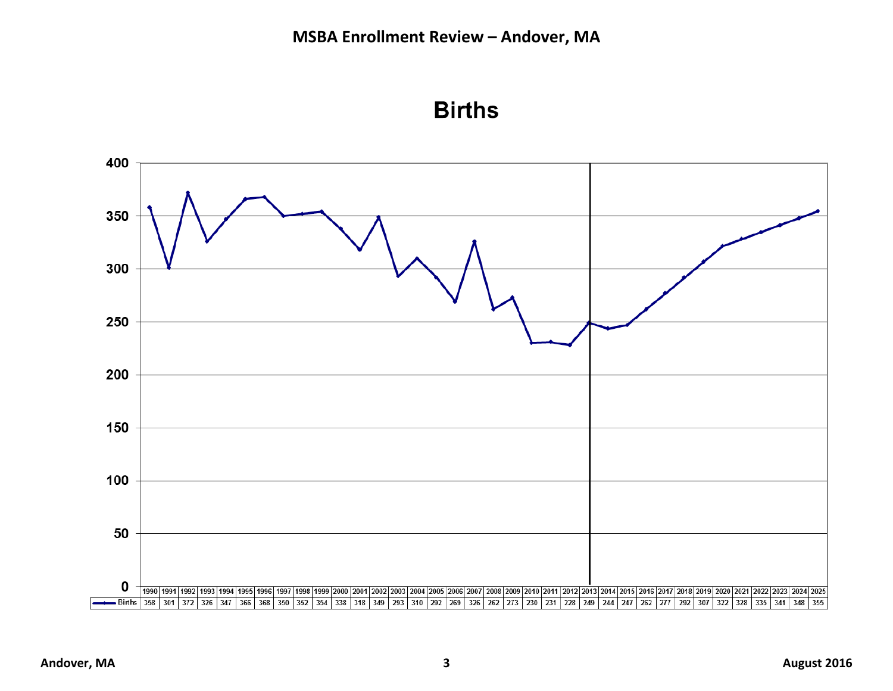# Births

| | 1990 | 1991 | 1992 | 1993 | 1994 | 1995 | 1996 | 1997 | 1998 | 1999 | 2000 | 2001 | 2002 | 2003 | 2004 | 2005 | 2006 | 2007 | 2008 | 2009 | 2010 | 2011 | 2012 | 2013 | 2014 | 2015 | 2016 | 2017 | 2018 | 2019 | 2020 | 2021 | 2022 | 2023 | 2024 | 2025 |
|---|---|---|---|---|---|---|---|---|---|---|---|---|---|---|---|---|---|---|---|---|---|---|---|---|---|---|---|---|---|---|---|---|---|---|---|---|
| Births | 358 | 301 | 372 | 326 | 347 | 366 | 368 | 350 | 352 | 354 | 338 | 318 | 349 | 293 | 310 | 292 | 269 | 326 | 262 | 273 | 230 | 231 | 228 | 249 | 244 | 247 | 262 | 277 | 292 | 307 | 322 | 328 | 335 | 341 | 348 | 355 |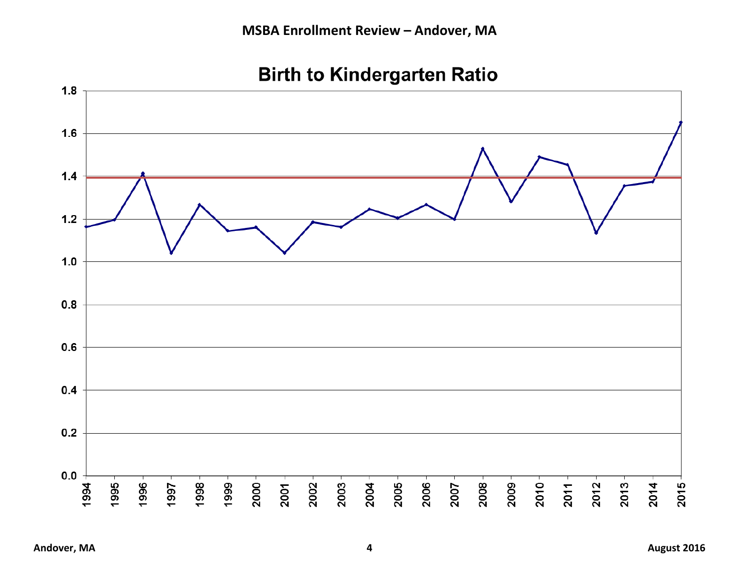## Birth to Kindergarten Ratio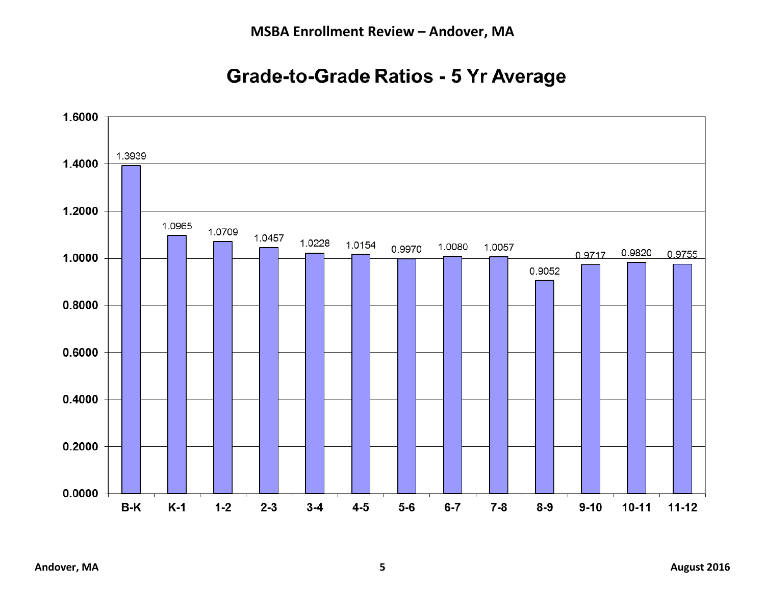# MSBA Enrollment Review – Andover, MA

## Grade-to-Grade Ratios - 5 Yr Average

| Grade | Ratio |
|---|---|
| B-K | 1.3939 |
| K-1 | 1.0965 |
| 1-2 | 1.0709 |
| 2-3 | 1.0457 |
| 3-4 | 1.0228 |
| 4-5 | 1.0154 |
| 5-6 | 0.9970 |
| 6-7 | 1.0080 |
| 7-8 | 1.0057 |
| 8-9 | 0.9052 |
| 9-10 | 0.9717 |
| 10-11 | 0.9820 |
| 11-12 | 0.9755 |

Andover, MA

August 2016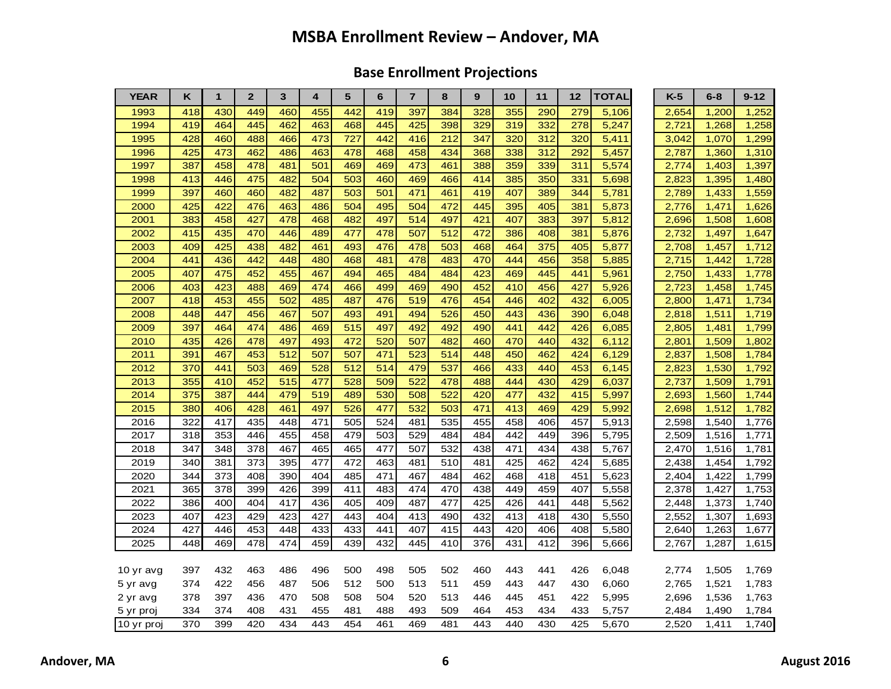# MSBA Enrollment Review – Andover, MA

## Base Enrollment Projections

| YEAR | K | 1 | 2 | 3 | 4 | 5 | 6 | 7 | 8 | 9 | 10 | 11 | 12 | TOTAL | K-5 | 6-8 | 9-12 |
|---|---|---|---|---|---|---|---|---|---|---|---|---|---|---|---|---|---|
| 1993 | 418 | 430 | 449 | 460 | 455 | 442 | 419 | 397 | 384 | 328 | 355 | 290 | 279 | 5,106 | 2,654 | 1,200 | 1,252 |
| 1994 | 419 | 464 | 445 | 462 | 463 | 468 | 445 | 425 | 398 | 329 | 319 | 332 | 278 | 5,247 | 2,721 | 1,268 | 1,258 |
| 1995 | 428 | 460 | 488 | 466 | 473 | 727 | 442 | 416 | 212 | 347 | 320 | 312 | 320 | 5,411 | 3,042 | 1,070 | 1,299 |
| 1996 | 425 | 473 | 462 | 486 | 463 | 478 | 468 | 458 | 434 | 368 | 338 | 312 | 292 | 5,457 | 2,787 | 1,360 | 1,310 |
| 1997 | 387 | 458 | 478 | 481 | 501 | 469 | 469 | 473 | 461 | 388 | 359 | 339 | 311 | 5,574 | 2,774 | 1,403 | 1,397 |
| 1998 | 413 | 446 | 475 | 482 | 504 | 503 | 460 | 469 | 466 | 414 | 385 | 350 | 331 | 5,698 | 2,823 | 1,395 | 1,480 |
| 1999 | 397 | 460 | 460 | 482 | 487 | 503 | 501 | 471 | 461 | 419 | 407 | 389 | 344 | 5,781 | 2,789 | 1,433 | 1,559 |
| 2000 | 425 | 422 | 476 | 463 | 486 | 504 | 495 | 504 | 472 | 445 | 395 | 405 | 381 | 5,873 | 2,776 | 1,471 | 1,626 |
| 2001 | 383 | 458 | 427 | 478 | 468 | 482 | 497 | 514 | 497 | 421 | 407 | 383 | 397 | 5,812 | 2,696 | 1,508 | 1,608 |
| 2002 | 415 | 435 | 470 | 446 | 489 | 477 | 478 | 507 | 512 | 472 | 386 | 408 | 381 | 5,876 | 2,732 | 1,497 | 1,647 |
| 2003 | 409 | 425 | 438 | 482 | 461 | 493 | 476 | 478 | 503 | 468 | 464 | 375 | 405 | 5,877 | 2,708 | 1,457 | 1,712 |
| 2004 | 441 | 436 | 442 | 448 | 480 | 468 | 481 | 478 | 483 | 470 | 444 | 456 | 358 | 5,885 | 2,715 | 1,442 | 1,728 |
| 2005 | 407 | 475 | 452 | 455 | 467 | 494 | 465 | 484 | 484 | 423 | 469 | 445 | 441 | 5,961 | 2,750 | 1,433 | 1,778 |
| 2006 | 403 | 423 | 488 | 469 | 474 | 466 | 499 | 469 | 490 | 452 | 410 | 456 | 427 | 5,926 | 2,723 | 1,458 | 1,745 |
| 2007 | 418 | 453 | 455 | 502 | 485 | 487 | 476 | 519 | 476 | 454 | 446 | 402 | 432 | 6,005 | 2,800 | 1,471 | 1,734 |
| 2008 | 448 | 447 | 456 | 467 | 507 | 493 | 491 | 494 | 526 | 450 | 443 | 436 | 390 | 6,048 | 2,818 | 1,511 | 1,719 |
| 2009 | 397 | 464 | 474 | 486 | 469 | 515 | 497 | 492 | 492 | 490 | 441 | 442 | 426 | 6,085 | 2,805 | 1,481 | 1,799 |
| 2010 | 435 | 426 | 478 | 497 | 493 | 472 | 520 | 507 | 482 | 460 | 470 | 440 | 432 | 6,112 | 2,801 | 1,509 | 1,802 |
| 2011 | 391 | 467 | 453 | 512 | 507 | 507 | 471 | 523 | 514 | 448 | 450 | 462 | 424 | 6,129 | 2,837 | 1,508 | 1,784 |
| 2012 | 370 | 441 | 503 | 469 | 528 | 512 | 514 | 479 | 537 | 466 | 433 | 440 | 453 | 6,145 | 2,823 | 1,530 | 1,792 |
| 2013 | 355 | 410 | 452 | 515 | 477 | 528 | 509 | 522 | 478 | 488 | 444 | 430 | 429 | 6,037 | 2,737 | 1,509 | 1,791 |
| 2014 | 375 | 387 | 444 | 479 | 519 | 489 | 530 | 508 | 522 | 420 | 477 | 432 | 415 | 5,997 | 2,693 | 1,560 | 1,744 |
| 2015 | 380 | 406 | 428 | 461 | 497 | 526 | 477 | 532 | 503 | 471 | 413 | 469 | 429 | 5,992 | 2,698 | 1,512 | 1,782 |
| 2016 | 322 | 417 | 435 | 448 | 471 | 505 | 524 | 481 | 535 | 455 | 458 | 406 | 457 | 5,913 | 2,598 | 1,540 | 1,776 |
| 2017 | 318 | 353 | 446 | 455 | 458 | 479 | 503 | 529 | 484 | 484 | 442 | 449 | 396 | 5,795 | 2,509 | 1,516 | 1,771 |
| 2018 | 347 | 348 | 378 | 467 | 465 | 465 | 477 | 507 | 532 | 438 | 471 | 434 | 438 | 5,767 | 2,470 | 1,516 | 1,781 |
| 2019 | 340 | 381 | 373 | 395 | 477 | 472 | 463 | 481 | 510 | 481 | 425 | 462 | 424 | 5,685 | 2,438 | 1,454 | 1,792 |
| 2020 | 344 | 373 | 408 | 390 | 404 | 485 | 471 | 467 | 484 | 462 | 468 | 418 | 451 | 5,623 | 2,404 | 1,422 | 1,799 |
| 2021 | 365 | 378 | 399 | 426 | 399 | 411 | 483 | 474 | 470 | 438 | 449 | 459 | 407 | 5,558 | 2,378 | 1,427 | 1,753 |
| 2022 | 386 | 400 | 404 | 417 | 436 | 405 | 409 | 487 | 477 | 425 | 426 | 441 | 448 | 5,562 | 2,448 | 1,373 | 1,740 |
| 2023 | 407 | 423 | 429 | 423 | 427 | 443 | 404 | 413 | 490 | 432 | 413 | 418 | 430 | 5,550 | 2,552 | 1,307 | 1,693 |
| 2024 | 427 | 446 | 453 | 448 | 433 | 433 | 441 | 407 | 415 | 443 | 420 | 406 | 408 | 5,580 | 2,640 | 1,263 | 1,677 |
| 2025 | 448 | 469 | 478 | 474 | 459 | 439 | 432 | 445 | 410 | 376 | 431 | 412 | 396 | 5,666 | 2,767 | 1,287 | 1,615 |
| 10 yr avg | 397 | 432 | 463 | 486 | 496 | 500 | 498 | 505 | 502 | 460 | 443 | 441 | 426 | 6,048 | 2,774 | 1,505 | 1,769 |
| 5 yr avg | 374 | 422 | 456 | 487 | 506 | 512 | 500 | 513 | 511 | 459 | 443 | 447 | 430 | 6,060 | 2,765 | 1,521 | 1,783 |
| 2 yr avg | 378 | 397 | 436 | 470 | 508 | 508 | 504 | 520 | 513 | 446 | 445 | 451 | 422 | 5,995 | 2,696 | 1,536 | 1,763 |
| 5 yr proj | 334 | 374 | 408 | 431 | 455 | 481 | 488 | 493 | 509 | 464 | 453 | 434 | 433 | 5,757 | 2,484 | 1,490 | 1,784 |
| 10 yr proj | 370 | 399 | 420 | 434 | 443 | 454 | 461 | 469 | 481 | 443 | 440 | 430 | 425 | 5,670 | 2,520 | 1,411 | 1,740 |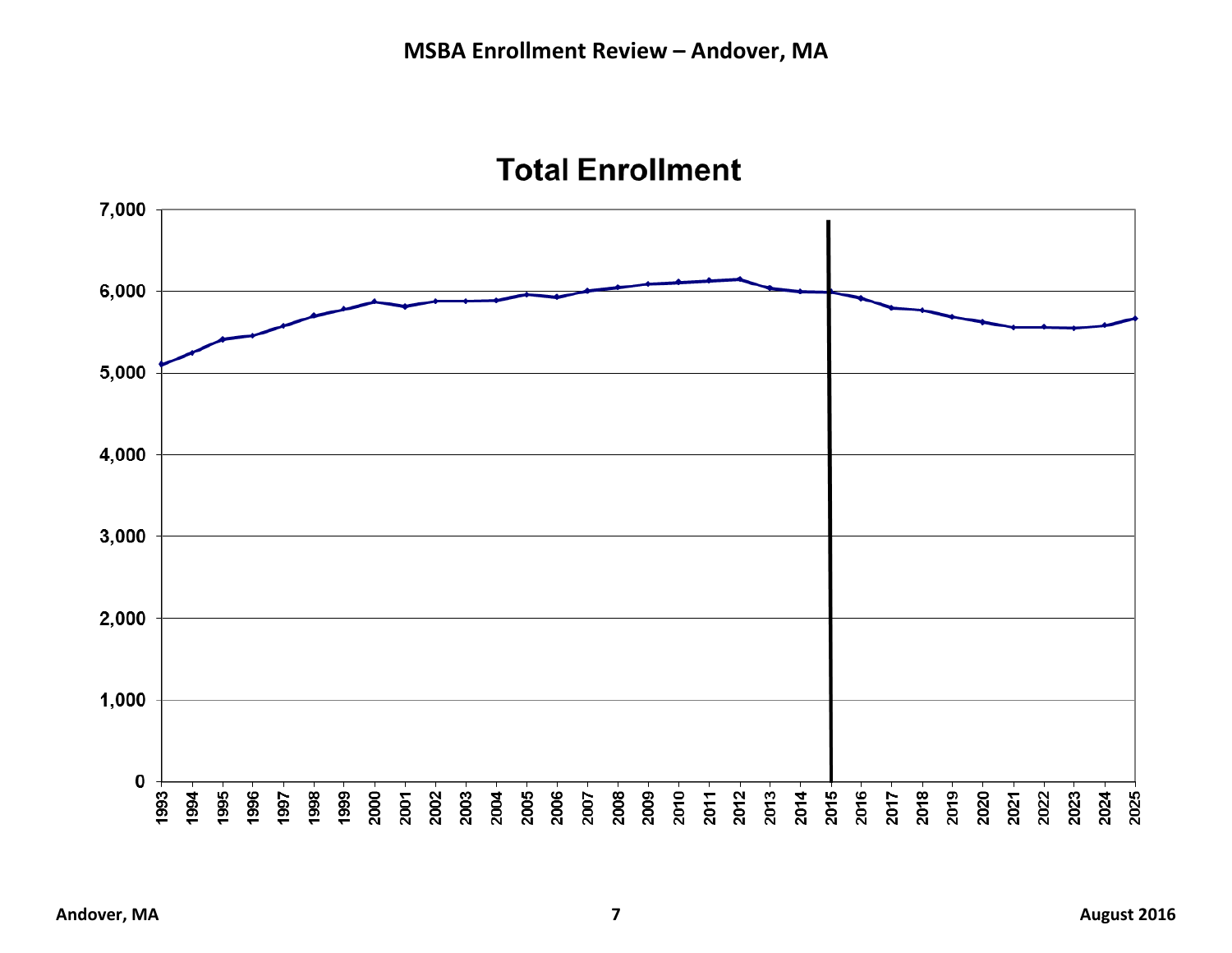# MSBA Enrollment Review – Andover, MA

## Total Enrollment

| Axis | Values |
|---|---|
| Y-axis | 0, 1,000, 2,000, 3,000, 4,000, 5,000, 6,000, 7,000 |
| X-axis | 1993, 1994, 1995, 1996, 1997, 1998, 1999, 2000, 2001, 2002, 2003, 2004, 2005, 2006, 2007, 2008, 2009, 2010, 2011, 2012, 2013, 2014, 2015, 2016, 2017, 2018, 2019, 2020, 2021, 2022, 2023, 2024, 2025 |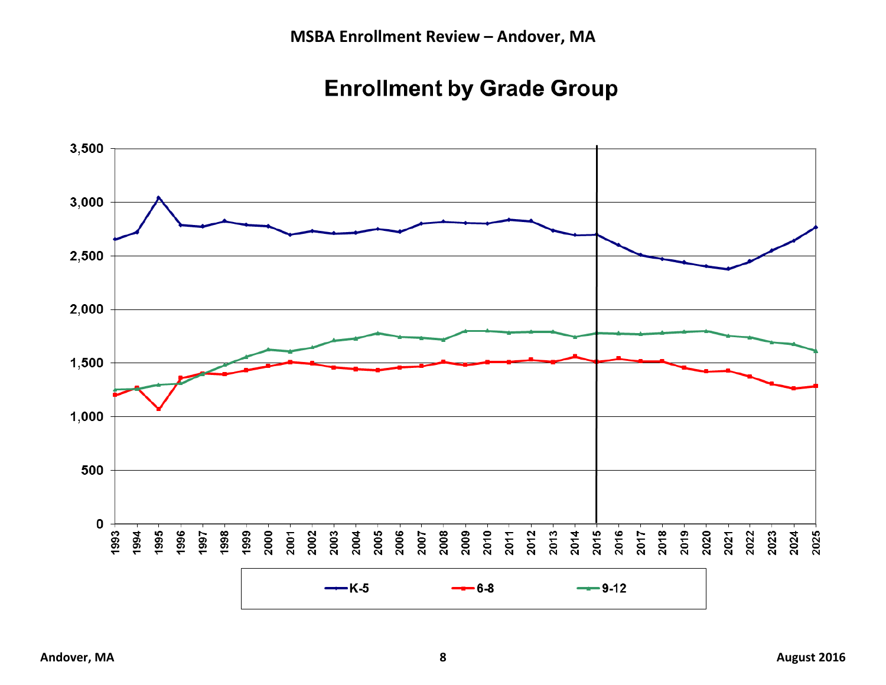MSBA Enrollment Review – Andover, MA

## Enrollment by Grade Group

3,500
3,000
2,500
2,000
1,500
1,000
500
0

1993 1994 1995 1996 1997 1998 1999 2000 2001 2002 2003 2004 2005 2006 2007 2008 2009 2010 2011 2012 2013 2014 2015 2016 2017 2018 2019 2020 2021 2022 2023 2024 2025

K-5
6-8
9-12

Andover, MA

August 2016